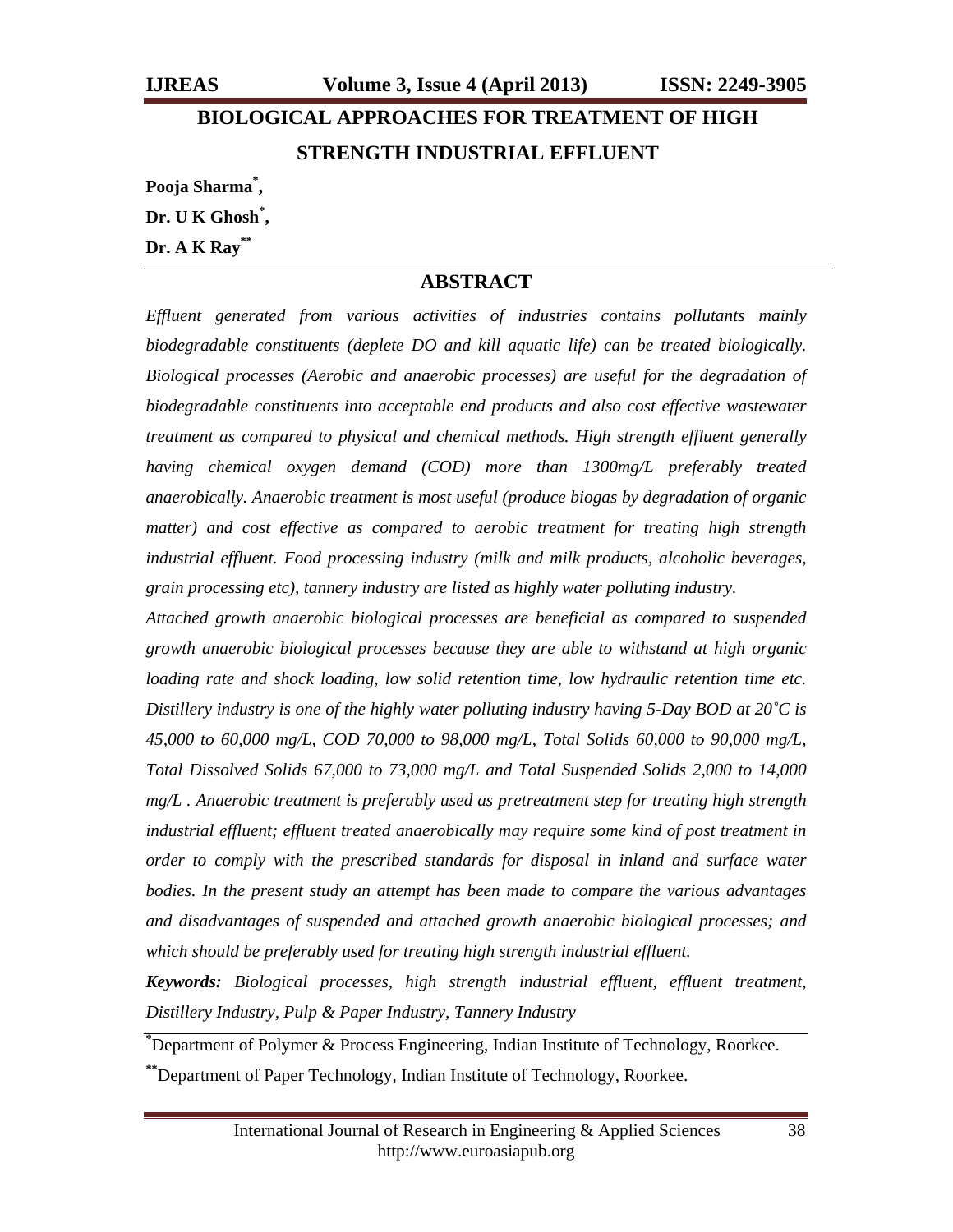# BIOLOGICAL APPROACHES FOR TREATMENT OF HIGH STRENGTH INDUSTRIAL EFFLUENT

**Pooja Sharma[*],**

**Dr. U K Ghosh[*],**

**Dr. A K Ray[**]**

## ABSTRACT

*Effluent generated from various activities of industries contains pollutants mainly biodegradable constituents (deplete DO and kill aquatic life) can be treated biologically. Biological processes (Aerobic and anaerobic processes) are useful for the degradation of biodegradable constituents into acceptable end products and also cost effective wastewater treatment as compared to physical and chemical methods. High strength effluent generally having chemical oxygen demand (COD) more than 1300mg/L preferably treated anaerobically. Anaerobic treatment is most useful (produce biogas by degradation of organic matter) and cost effective as compared to aerobic treatment for treating high strength industrial effluent. Food processing industry (milk and milk products, alcoholic beverages, grain processing etc), tannery industry are listed as highly water polluting industry.*

*Attached growth anaerobic biological processes are beneficial as compared to suspended growth anaerobic biological processes because they are able to withstand at high organic loading rate and shock loading, low solid retention time, low hydraulic retention time etc. Distillery industry is one of the highly water polluting industry having 5-Day BOD at 20˚C is 45,000 to 60,000 mg/L, COD 70,000 to 98,000 mg/L, Total Solids 60,000 to 90,000 mg/L, Total Dissolved Solids 67,000 to 73,000 mg/L and Total Suspended Solids 2,000 to 14,000 mg/L . Anaerobic treatment is preferably used as pretreatment step for treating high strength industrial effluent; effluent treated anaerobically may require some kind of post treatment in order to comply with the prescribed standards for disposal in inland and surface water bodies. In the present study an attempt has been made to compare the various advantages and disadvantages of suspended and attached growth anaerobic biological processes; and which should be preferably used for treating high strength industrial effluent.*

***Keywords:*** *Biological processes, high strength industrial effluent, effluent treatment, Distillery Industry, Pulp & Paper Industry, Tannery Industry*

---

[*]Department of Polymer & Process Engineering, Indian Institute of Technology, Roorkee.

[**]Department of Paper Technology, Indian Institute of Technology, Roorkee.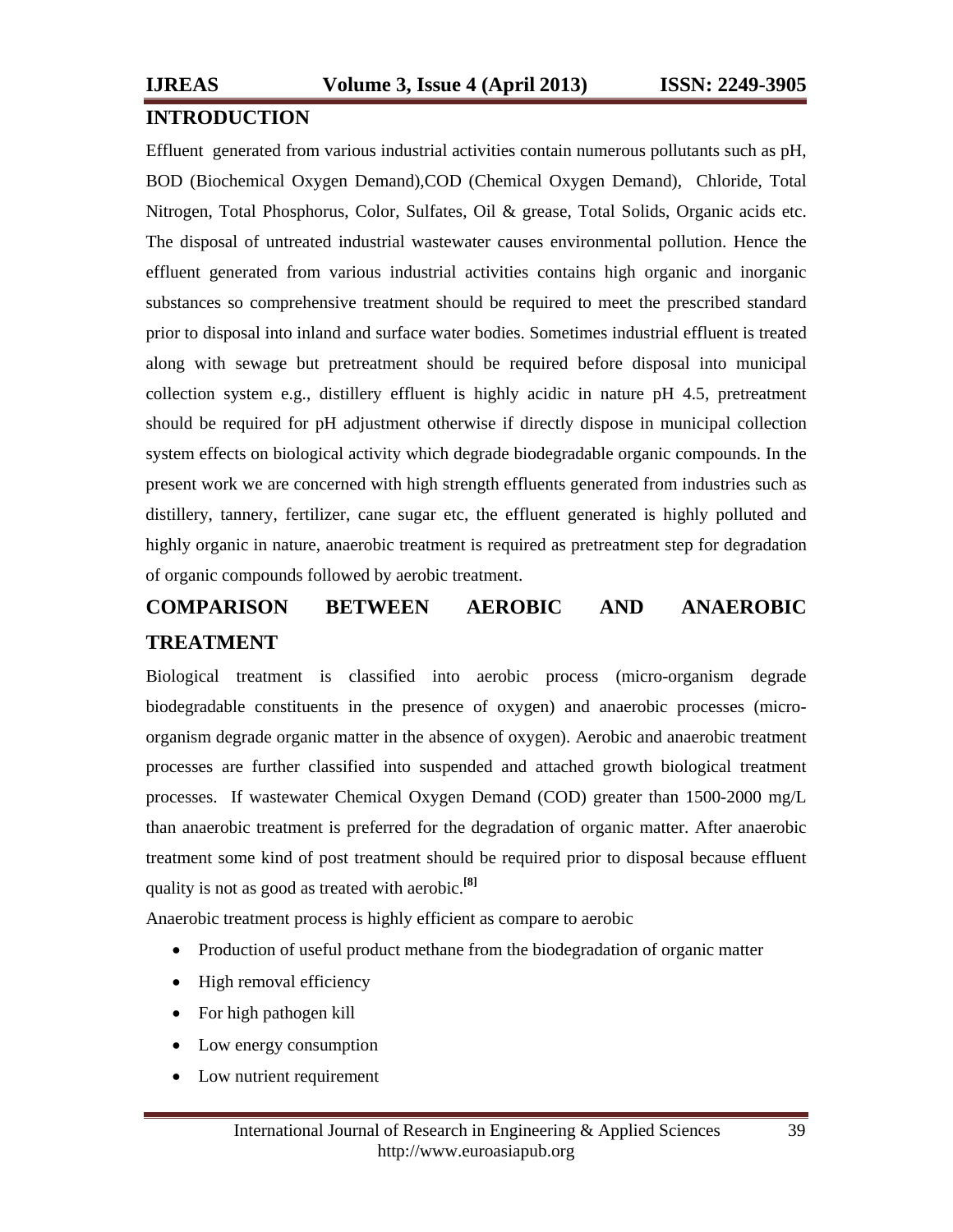## INTRODUCTION

Effluent generated from various industrial activities contain numerous pollutants such as pH, BOD (Biochemical Oxygen Demand),COD (Chemical Oxygen Demand), Chloride, Total Nitrogen, Total Phosphorus, Color, Sulfates, Oil & grease, Total Solids, Organic acids etc. The disposal of untreated industrial wastewater causes environmental pollution. Hence the effluent generated from various industrial activities contains high organic and inorganic substances so comprehensive treatment should be required to meet the prescribed standard prior to disposal into inland and surface water bodies. Sometimes industrial effluent is treated along with sewage but pretreatment should be required before disposal into municipal collection system e.g., distillery effluent is highly acidic in nature pH 4.5, pretreatment should be required for pH adjustment otherwise if directly dispose in municipal collection system effects on biological activity which degrade biodegradable organic compounds. In the present work we are concerned with high strength effluents generated from industries such as distillery, tannery, fertilizer, cane sugar etc, the effluent generated is highly polluted and highly organic in nature, anaerobic treatment is required as pretreatment step for degradation of organic compounds followed by aerobic treatment.

## COMPARISON BETWEEN AEROBIC AND ANAEROBIC TREATMENT

Biological treatment is classified into aerobic process (micro-organism degrade biodegradable constituents in the presence of oxygen) and anaerobic processes (micro-organism degrade organic matter in the absence of oxygen). Aerobic and anaerobic treatment processes are further classified into suspended and attached growth biological treatment processes. If wastewater Chemical Oxygen Demand (COD) greater than 1500-2000 mg/L than anaerobic treatment is preferred for the degradation of organic matter. After anaerobic treatment some kind of post treatment should be required prior to disposal because effluent quality is not as good as treated with aerobic.[8]

Anaerobic treatment process is highly efficient as compare to aerobic

- Production of useful product methane from the biodegradation of organic matter
- High removal efficiency
- For high pathogen kill
- Low energy consumption
- Low nutrient requirement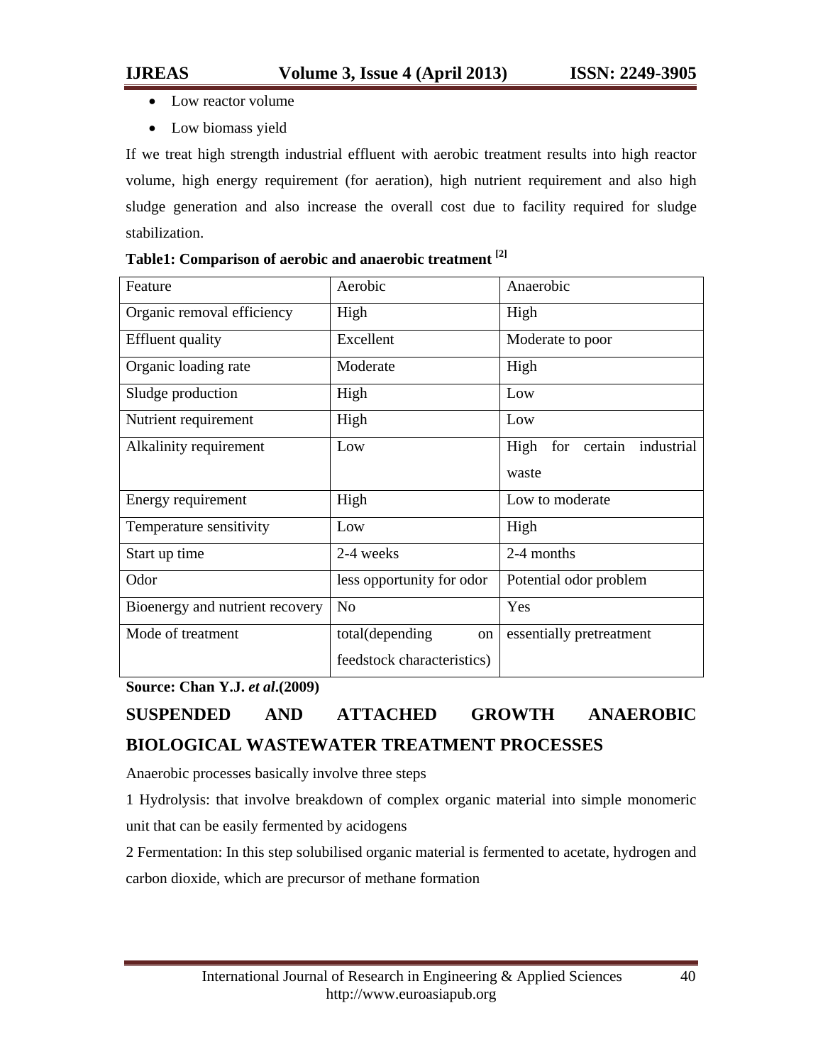- Low reactor volume
- Low biomass yield

If we treat high strength industrial effluent with aerobic treatment results into high reactor volume, high energy requirement (for aeration), high nutrient requirement and also high sludge generation and also increase the overall cost due to facility required for sludge stabilization.

**Table1: Comparison of aerobic and anaerobic treatment [2]**

| Feature | Aerobic | Anaerobic |
|---|---|---|
| Organic removal efficiency | High | High |
| Effluent quality | Excellent | Moderate to poor |
| Organic loading rate | Moderate | High |
| Sludge production | High | Low |
| Nutrient requirement | High | Low |
| Alkalinity requirement | Low | High for certain industrial waste |
| Energy requirement | High | Low to moderate |
| Temperature sensitivity | Low | High |
| Start up time | 2-4 weeks | 2-4 months |
| Odor | less opportunity for odor | Potential odor problem |
| Bioenergy and nutrient recovery | No | Yes |
| Mode of treatment | total(depending on feedstock characteristics) | essentially pretreatment |

**Source: Chan Y.J. *et al*.(2009)**

## SUSPENDED AND ATTACHED GROWTH ANAEROBIC BIOLOGICAL WASTEWATER TREATMENT PROCESSES

Anaerobic processes basically involve three steps

1 Hydrolysis: that involve breakdown of complex organic material into simple monomeric unit that can be easily fermented by acidogens

2 Fermentation: In this step solubilised organic material is fermented to acetate, hydrogen and carbon dioxide, which are precursor of methane formation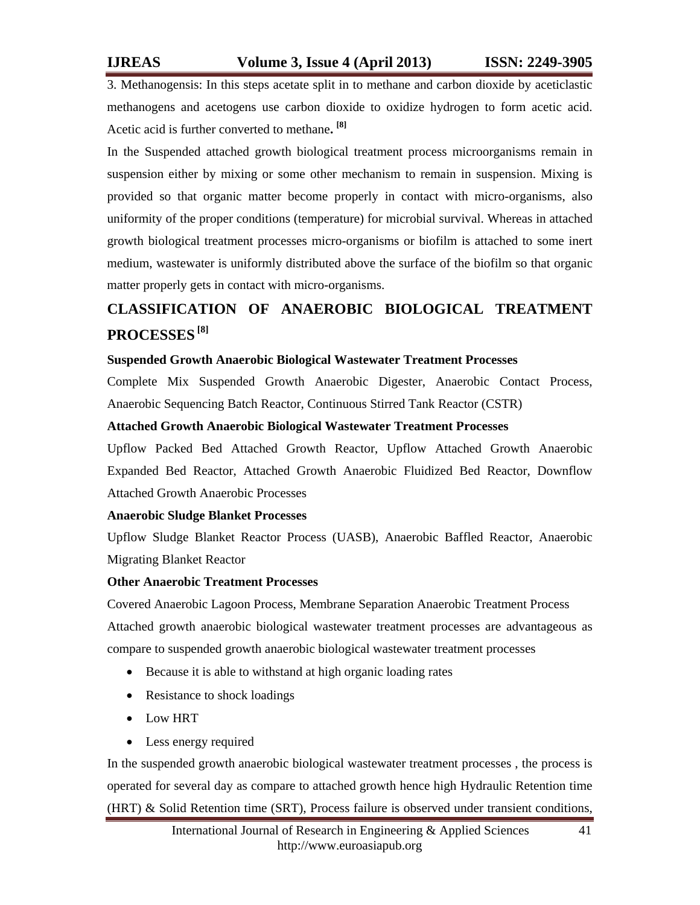3. Methanogensis: In this steps acetate split in to methane and carbon dioxide by aceticlastic methanogens and acetogens use carbon dioxide to oxidize hydrogen to form acetic acid. Acetic acid is further converted to methane. [8]

In the Suspended attached growth biological treatment process microorganisms remain in suspension either by mixing or some other mechanism to remain in suspension. Mixing is provided so that organic matter become properly in contact with micro-organisms, also uniformity of the proper conditions (temperature) for microbial survival. Whereas in attached growth biological treatment processes micro-organisms or biofilm is attached to some inert medium, wastewater is uniformly distributed above the surface of the biofilm so that organic matter properly gets in contact with micro-organisms.

## CLASSIFICATION OF ANAEROBIC BIOLOGICAL TREATMENT PROCESSES [8]

**Suspended Growth Anaerobic Biological Wastewater Treatment Processes**

Complete Mix Suspended Growth Anaerobic Digester, Anaerobic Contact Process, Anaerobic Sequencing Batch Reactor, Continuous Stirred Tank Reactor (CSTR)

**Attached Growth Anaerobic Biological Wastewater Treatment Processes**

Upflow Packed Bed Attached Growth Reactor, Upflow Attached Growth Anaerobic Expanded Bed Reactor, Attached Growth Anaerobic Fluidized Bed Reactor, Downflow Attached Growth Anaerobic Processes

**Anaerobic Sludge Blanket Processes**

Upflow Sludge Blanket Reactor Process (UASB), Anaerobic Baffled Reactor, Anaerobic Migrating Blanket Reactor

**Other Anaerobic Treatment Processes**

Covered Anaerobic Lagoon Process, Membrane Separation Anaerobic Treatment Process

Attached growth anaerobic biological wastewater treatment processes are advantageous as compare to suspended growth anaerobic biological wastewater treatment processes

- Because it is able to withstand at high organic loading rates
- Resistance to shock loadings
- Low HRT
- Less energy required

In the suspended growth anaerobic biological wastewater treatment processes , the process is operated for several day as compare to attached growth hence high Hydraulic Retention time (HRT) & Solid Retention time (SRT), Process failure is observed under transient conditions,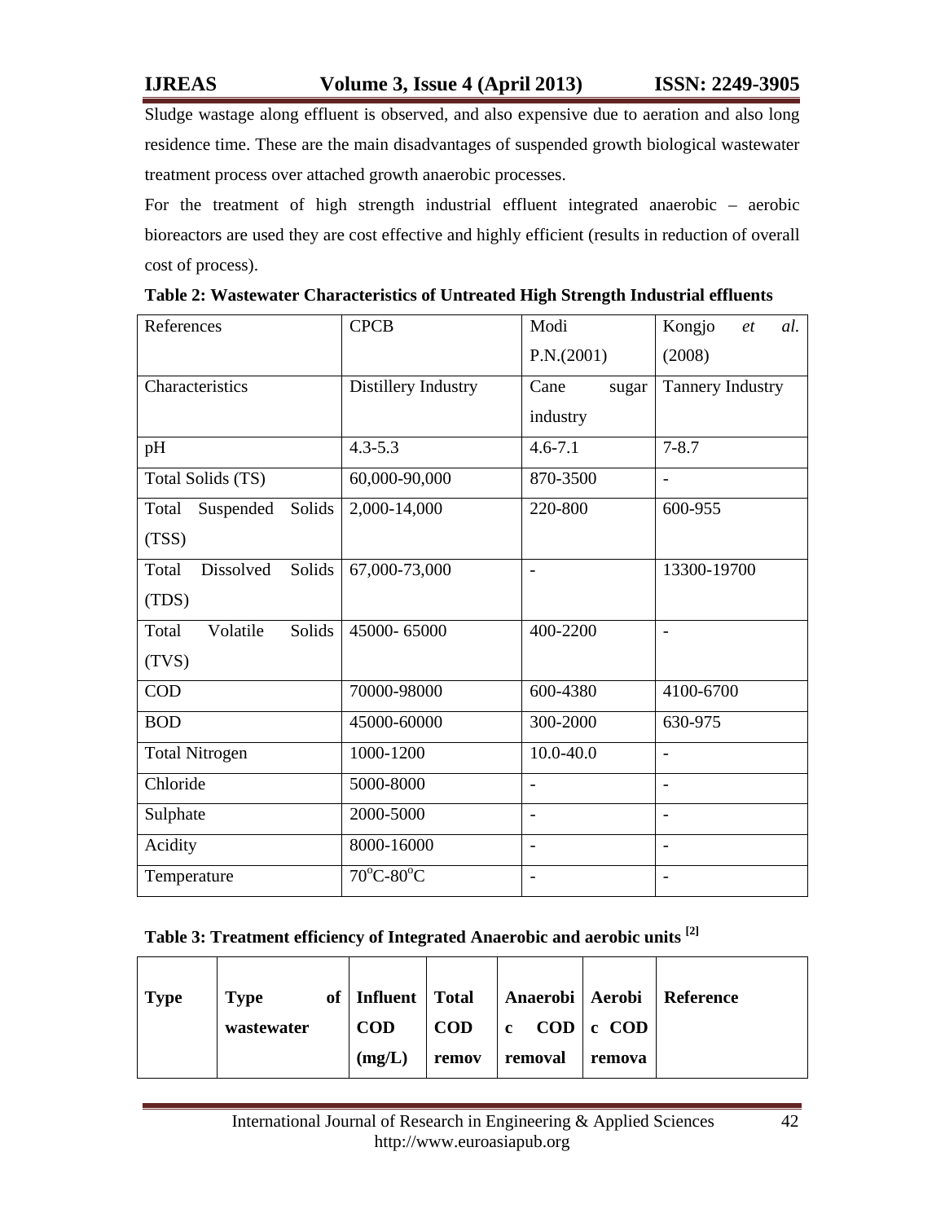Sludge wastage along effluent is observed, and also expensive due to aeration and also long residence time. These are the main disadvantages of suspended growth biological wastewater treatment process over attached growth anaerobic processes.

For the treatment of high strength industrial effluent integrated anaerobic – aerobic bioreactors are used they are cost effective and highly efficient (results in reduction of overall cost of process).

**Table 2: Wastewater Characteristics of Untreated High Strength Industrial effluents**

| References | CPCB | Modi P.N.(2001) | Kongjo *et al.* (2008) |
|---|---|---|---|
| Characteristics | Distillery Industry | Cane sugar industry | Tannery Industry |
| pH | 4.3-5.3 | 4.6-7.1 | 7-8.7 |
| Total Solids (TS) | 60,000-90,000 | 870-3500 | - |
| Total Suspended Solids (TSS) | 2,000-14,000 | 220-800 | 600-955 |
| Total Dissolved Solids (TDS) | 67,000-73,000 | - | 13300-19700 |
| Total Volatile Solids (TVS) | 45000- 65000 | 400-2200 | - |
| COD | 70000-98000 | 600-4380 | 4100-6700 |
| BOD | 45000-60000 | 300-2000 | 630-975 |
| Total Nitrogen | 1000-1200 | 10.0-40.0 | - |
| Chloride | 5000-8000 | - | - |
| Sulphate | 2000-5000 | - | - |
| Acidity | 8000-16000 | - | - |
| Temperature | $70^{o}C$-$80^{o}C$ | - | - |

**Table 3: Treatment efficiency of Integrated Anaerobic and aerobic units [2]**

| Type | Type of wastewater | Influent COD (mg/L) | Total COD remov | Anaerobic COD removal | Aerobic COD remova | Reference |
|---|---|---|---|---|---|---|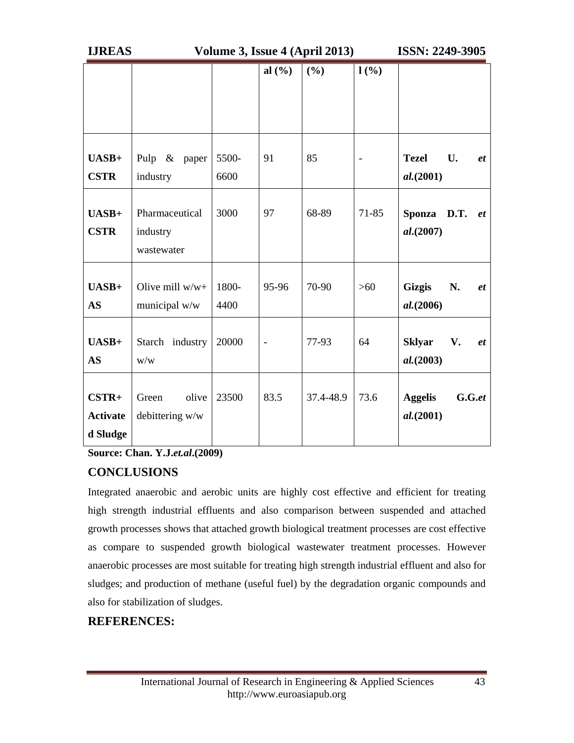| | | | al (%) | (%) | l (%) | |
|---|---|---|---|---|---|---|
| **UASB+ CSTR** | Pulp & paper industry | 5500-6600 | 91 | 85 | - | **Tezel U. *et al.*(2001)** |
| **UASB+ CSTR** | Pharmaceutical industry wastewater | 3000 | 97 | 68-89 | 71-85 | **Sponza D.T. *et al.*(2007)** |
| **UASB+ AS** | Olive mill w/w+ municipal w/w | 1800-4400 | 95-96 | 70-90 | >60 | **Gizgis N. *et al.*(2006)** |
| **UASB+ AS** | Starch industry w/w | 20000 | - | 77-93 | 64 | **Sklyar V. *et al.*(2003)** |
| **CSTR+ Activated Sludge** | Green olive debittering w/w | 23500 | 83.5 | 37.4-48.9 | 73.6 | **Aggelis G.G.*et al.*(2001)** |

**Source: Chan. Y.J.*et.al*.(2009)**

## CONCLUSIONS

Integrated anaerobic and aerobic units are highly cost effective and efficient for treating high strength industrial effluents and also comparison between suspended and attached growth processes shows that attached growth biological treatment processes are cost effective as compare to suspended growth biological wastewater treatment processes. However anaerobic processes are most suitable for treating high strength industrial effluent and also for sludges; and production of methane (useful fuel) by the degradation organic compounds and also for stabilization of sludges.

## REFERENCES: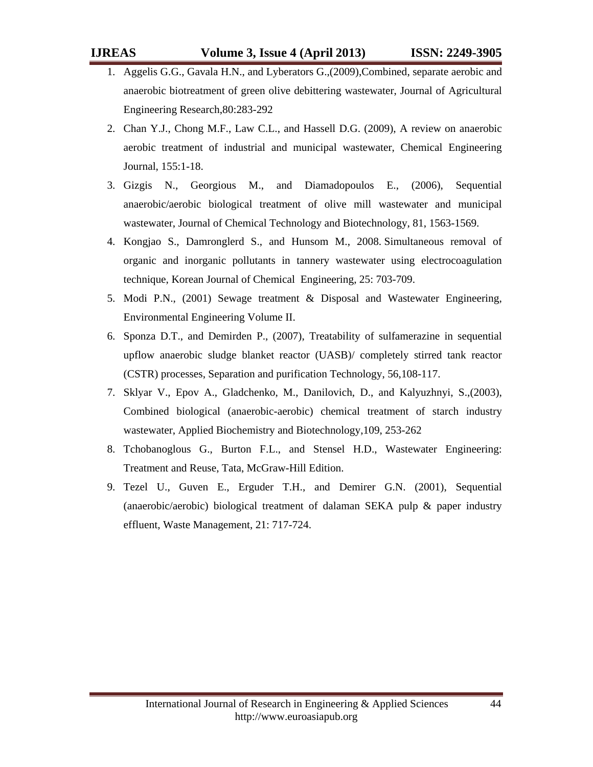1. Aggelis G.G., Gavala H.N., and Lyberators G.,(2009),Combined, separate aerobic and anaerobic biotreatment of green olive debittering wastewater, Journal of Agricultural Engineering Research,80:283-292
2. Chan Y.J., Chong M.F., Law C.L., and Hassell D.G. (2009), A review on anaerobic aerobic treatment of industrial and municipal wastewater, Chemical Engineering Journal, 155:1-18.
3. Gizgis N., Georgious M., and Diamadopoulos E., (2006), Sequential anaerobic/aerobic biological treatment of olive mill wastewater and municipal wastewater, Journal of Chemical Technology and Biotechnology, 81, 1563-1569.
4. Kongjao S., Damronglerd S., and Hunsom M., 2008. Simultaneous removal of organic and inorganic pollutants in tannery wastewater using electrocoagulation technique, Korean Journal of Chemical Engineering, 25: 703-709.
5. Modi P.N., (2001) Sewage treatment & Disposal and Wastewater Engineering, Environmental Engineering Volume II.
6. Sponza D.T., and Demirden P., (2007), Treatability of sulfamerazine in sequential upflow anaerobic sludge blanket reactor (UASB)/ completely stirred tank reactor (CSTR) processes, Separation and purification Technology, 56,108-117.
7. Sklyar V., Epov A., Gladchenko, M., Danilovich, D., and Kalyuzhnyi, S.,(2003), Combined biological (anaerobic-aerobic) chemical treatment of starch industry wastewater, Applied Biochemistry and Biotechnology,109, 253-262
8. Tchobanoglous G., Burton F.L., and Stensel H.D., Wastewater Engineering: Treatment and Reuse, Tata, McGraw-Hill Edition.
9. Tezel U., Guven E., Erguder T.H., and Demirer G.N. (2001), Sequential (anaerobic/aerobic) biological treatment of dalaman SEKA pulp & paper industry effluent, Waste Management, 21: 717-724.